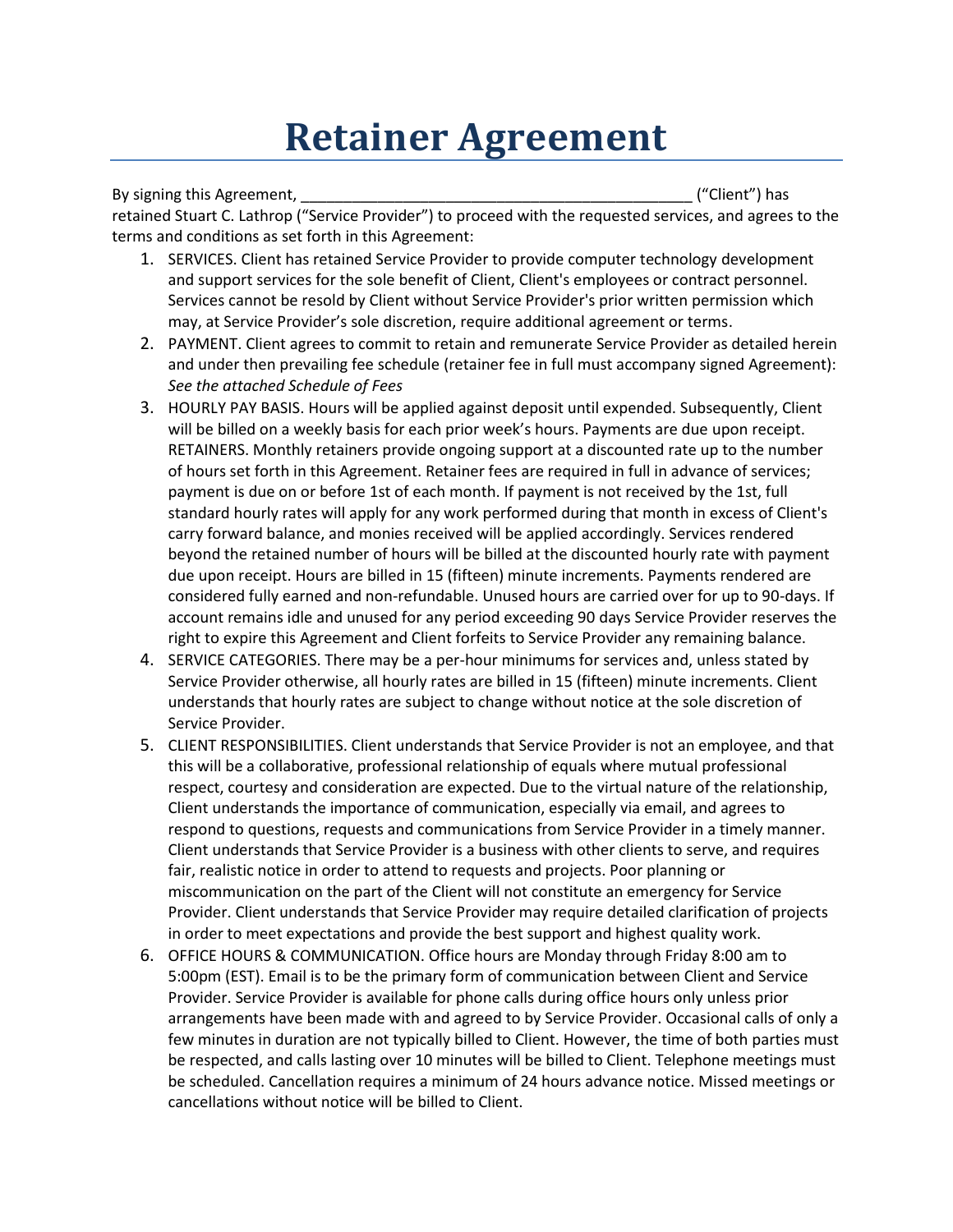# Retainer Agreement

By signing this Agreement, _______________________________________________ ("Client") has retained Stuart C. Lathrop ("Service Provider") to proceed with the requested services, and agrees to the terms and conditions as set forth in this Agreement:

1. SERVICES. Client has retained Service Provider to provide computer technology development and support services for the sole benefit of Client, Client's employees or contract personnel. Services cannot be resold by Client without Service Provider's prior written permission which may, at Service Provider's sole discretion, require additional agreement or terms.
2. PAYMENT. Client agrees to commit to retain and remunerate Service Provider as detailed herein and under then prevailing fee schedule (retainer fee in full must accompany signed Agreement): *See the attached Schedule of Fees*
3. HOURLY PAY BASIS. Hours will be applied against deposit until expended. Subsequently, Client will be billed on a weekly basis for each prior week's hours. Payments are due upon receipt. RETAINERS. Monthly retainers provide ongoing support at a discounted rate up to the number of hours set forth in this Agreement. Retainer fees are required in full in advance of services; payment is due on or before 1st of each month. If payment is not received by the 1st, full standard hourly rates will apply for any work performed during that month in excess of Client's carry forward balance, and monies received will be applied accordingly. Services rendered beyond the retained number of hours will be billed at the discounted hourly rate with payment due upon receipt. Hours are billed in 15 (fifteen) minute increments. Payments rendered are considered fully earned and non-refundable. Unused hours are carried over for up to 90-days. If account remains idle and unused for any period exceeding 90 days Service Provider reserves the right to expire this Agreement and Client forfeits to Service Provider any remaining balance.
4. SERVICE CATEGORIES. There may be a per-hour minimums for services and, unless stated by Service Provider otherwise, all hourly rates are billed in 15 (fifteen) minute increments. Client understands that hourly rates are subject to change without notice at the sole discretion of Service Provider.
5. CLIENT RESPONSIBILITIES. Client understands that Service Provider is not an employee, and that this will be a collaborative, professional relationship of equals where mutual professional respect, courtesy and consideration are expected. Due to the virtual nature of the relationship, Client understands the importance of communication, especially via email, and agrees to respond to questions, requests and communications from Service Provider in a timely manner. Client understands that Service Provider is a business with other clients to serve, and requires fair, realistic notice in order to attend to requests and projects. Poor planning or miscommunication on the part of the Client will not constitute an emergency for Service Provider. Client understands that Service Provider may require detailed clarification of projects in order to meet expectations and provide the best support and highest quality work.
6. OFFICE HOURS & COMMUNICATION. Office hours are Monday through Friday 8:00 am to 5:00pm (EST). Email is to be the primary form of communication between Client and Service Provider. Service Provider is available for phone calls during office hours only unless prior arrangements have been made with and agreed to by Service Provider. Occasional calls of only a few minutes in duration are not typically billed to Client. However, the time of both parties must be respected, and calls lasting over 10 minutes will be billed to Client. Telephone meetings must be scheduled. Cancellation requires a minimum of 24 hours advance notice. Missed meetings or cancellations without notice will be billed to Client.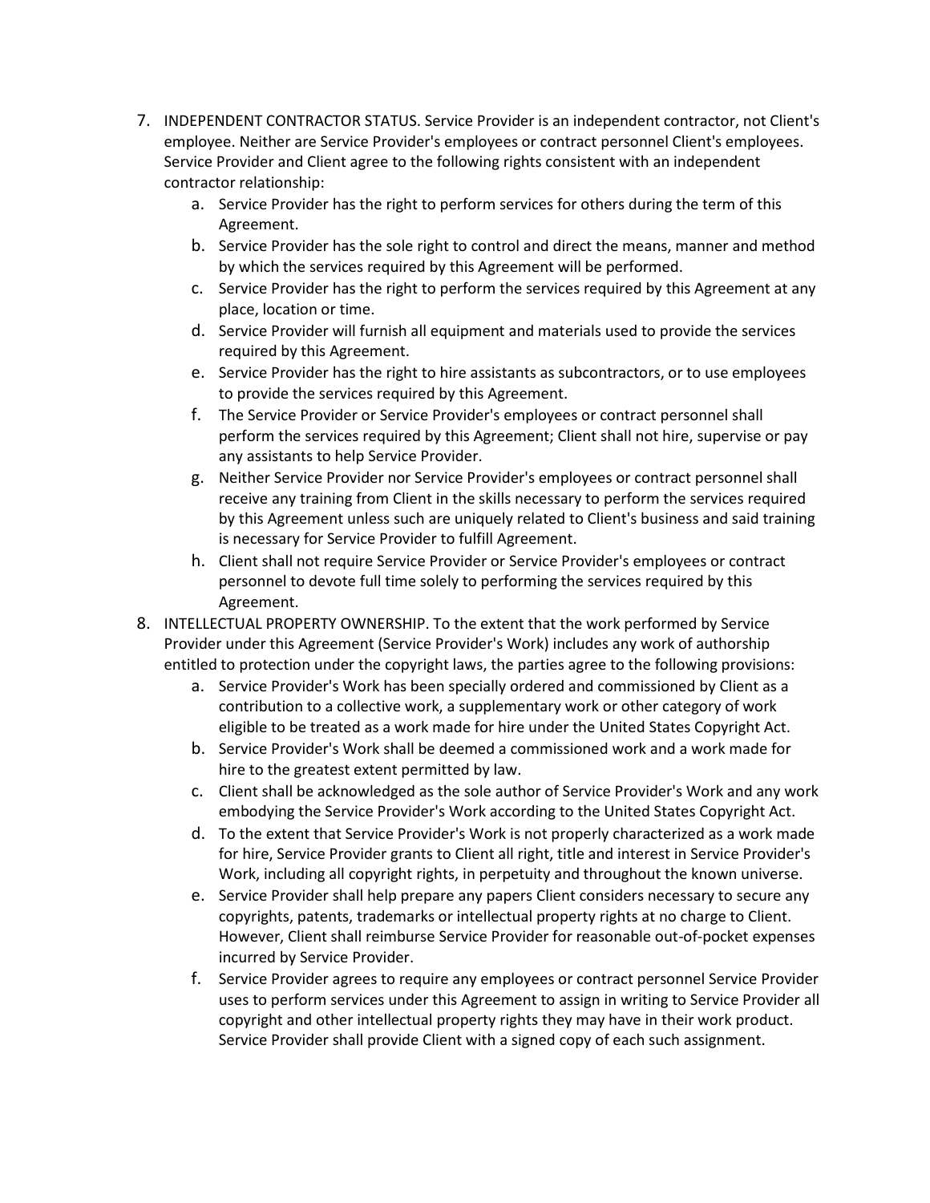7. INDEPENDENT CONTRACTOR STATUS. Service Provider is an independent contractor, not Client's employee. Neither are Service Provider's employees or contract personnel Client's employees. Service Provider and Client agree to the following rights consistent with an independent contractor relationship:
    a. Service Provider has the right to perform services for others during the term of this Agreement.
    b. Service Provider has the sole right to control and direct the means, manner and method by which the services required by this Agreement will be performed.
    c. Service Provider has the right to perform the services required by this Agreement at any place, location or time.
    d. Service Provider will furnish all equipment and materials used to provide the services required by this Agreement.
    e. Service Provider has the right to hire assistants as subcontractors, or to use employees to provide the services required by this Agreement.
    f. The Service Provider or Service Provider's employees or contract personnel shall perform the services required by this Agreement; Client shall not hire, supervise or pay any assistants to help Service Provider.
    g. Neither Service Provider nor Service Provider's employees or contract personnel shall receive any training from Client in the skills necessary to perform the services required by this Agreement unless such are uniquely related to Client's business and said training is necessary for Service Provider to fulfill Agreement.
    h. Client shall not require Service Provider or Service Provider's employees or contract personnel to devote full time solely to performing the services required by this Agreement.
8. INTELLECTUAL PROPERTY OWNERSHIP. To the extent that the work performed by Service Provider under this Agreement (Service Provider's Work) includes any work of authorship entitled to protection under the copyright laws, the parties agree to the following provisions:
    a. Service Provider's Work has been specially ordered and commissioned by Client as a contribution to a collective work, a supplementary work or other category of work eligible to be treated as a work made for hire under the United States Copyright Act.
    b. Service Provider's Work shall be deemed a commissioned work and a work made for hire to the greatest extent permitted by law.
    c. Client shall be acknowledged as the sole author of Service Provider's Work and any work embodying the Service Provider's Work according to the United States Copyright Act.
    d. To the extent that Service Provider's Work is not properly characterized as a work made for hire, Service Provider grants to Client all right, title and interest in Service Provider's Work, including all copyright rights, in perpetuity and throughout the known universe.
    e. Service Provider shall help prepare any papers Client considers necessary to secure any copyrights, patents, trademarks or intellectual property rights at no charge to Client. However, Client shall reimburse Service Provider for reasonable out-of-pocket expenses incurred by Service Provider.
    f. Service Provider agrees to require any employees or contract personnel Service Provider uses to perform services under this Agreement to assign in writing to Service Provider all copyright and other intellectual property rights they may have in their work product. Service Provider shall provide Client with a signed copy of each such assignment.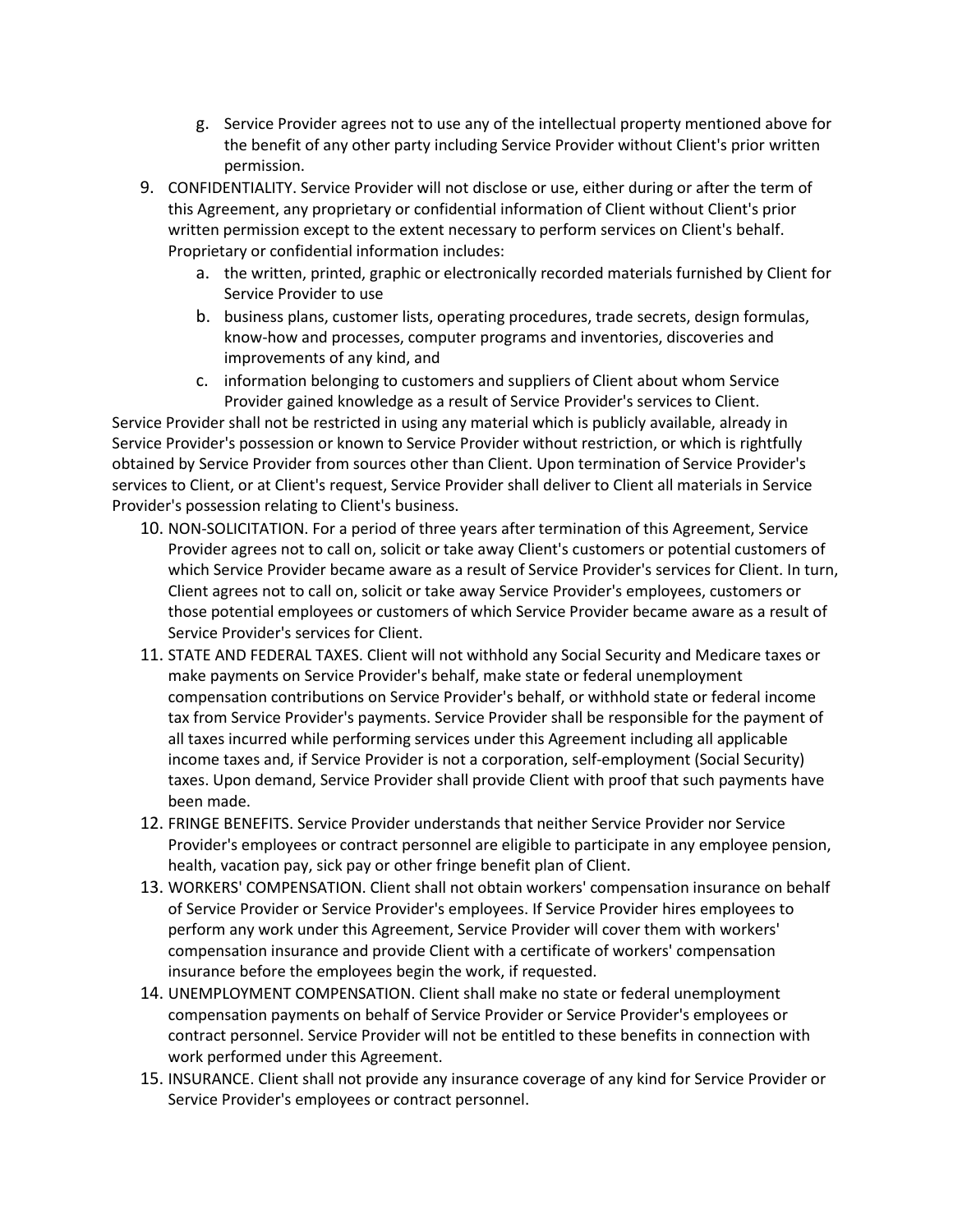g. Service Provider agrees not to use any of the intellectual property mentioned above for the benefit of any other party including Service Provider without Client's prior written permission.

9. CONFIDENTIALITY. Service Provider will not disclose or use, either during or after the term of this Agreement, any proprietary or confidential information of Client without Client's prior written permission except to the extent necessary to perform services on Client's behalf. Proprietary or confidential information includes:
   a. the written, printed, graphic or electronically recorded materials furnished by Client for Service Provider to use
   b. business plans, customer lists, operating procedures, trade secrets, design formulas, know-how and processes, computer programs and inventories, discoveries and improvements of any kind, and
   c. information belonging to customers and suppliers of Client about whom Service Provider gained knowledge as a result of Service Provider's services to Client.

Service Provider shall not be restricted in using any material which is publicly available, already in Service Provider's possession or known to Service Provider without restriction, or which is rightfully obtained by Service Provider from sources other than Client. Upon termination of Service Provider's services to Client, or at Client's request, Service Provider shall deliver to Client all materials in Service Provider's possession relating to Client's business.

10. NON-SOLICITATION. For a period of three years after termination of this Agreement, Service Provider agrees not to call on, solicit or take away Client's customers or potential customers of which Service Provider became aware as a result of Service Provider's services for Client. In turn, Client agrees not to call on, solicit or take away Service Provider's employees, customers or those potential employees or customers of which Service Provider became aware as a result of Service Provider's services for Client.
11. STATE AND FEDERAL TAXES. Client will not withhold any Social Security and Medicare taxes or make payments on Service Provider's behalf, make state or federal unemployment compensation contributions on Service Provider's behalf, or withhold state or federal income tax from Service Provider's payments. Service Provider shall be responsible for the payment of all taxes incurred while performing services under this Agreement including all applicable income taxes and, if Service Provider is not a corporation, self-employment (Social Security) taxes. Upon demand, Service Provider shall provide Client with proof that such payments have been made.
12. FRINGE BENEFITS. Service Provider understands that neither Service Provider nor Service Provider's employees or contract personnel are eligible to participate in any employee pension, health, vacation pay, sick pay or other fringe benefit plan of Client.
13. WORKERS' COMPENSATION. Client shall not obtain workers' compensation insurance on behalf of Service Provider or Service Provider's employees. If Service Provider hires employees to perform any work under this Agreement, Service Provider will cover them with workers' compensation insurance and provide Client with a certificate of workers' compensation insurance before the employees begin the work, if requested.
14. UNEMPLOYMENT COMPENSATION. Client shall make no state or federal unemployment compensation payments on behalf of Service Provider or Service Provider's employees or contract personnel. Service Provider will not be entitled to these benefits in connection with work performed under this Agreement.
15. INSURANCE. Client shall not provide any insurance coverage of any kind for Service Provider or Service Provider's employees or contract personnel.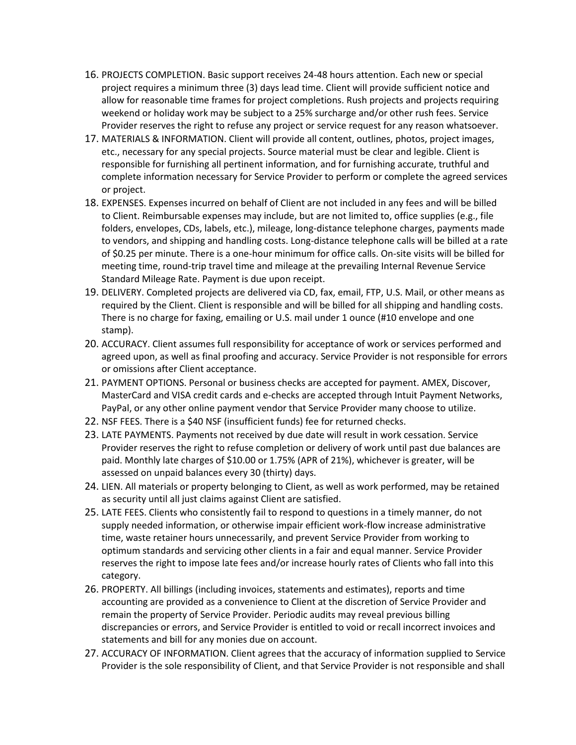16. PROJECTS COMPLETION. Basic support receives 24-48 hours attention. Each new or special project requires a minimum three (3) days lead time. Client will provide sufficient notice and allow for reasonable time frames for project completions. Rush projects and projects requiring weekend or holiday work may be subject to a 25% surcharge and/or other rush fees. Service Provider reserves the right to refuse any project or service request for any reason whatsoever.
17. MATERIALS & INFORMATION. Client will provide all content, outlines, photos, project images, etc., necessary for any special projects. Source material must be clear and legible. Client is responsible for furnishing all pertinent information, and for furnishing accurate, truthful and complete information necessary for Service Provider to perform or complete the agreed services or project.
18. EXPENSES. Expenses incurred on behalf of Client are not included in any fees and will be billed to Client. Reimbursable expenses may include, but are not limited to, office supplies (e.g., file folders, envelopes, CDs, labels, etc.), mileage, long-distance telephone charges, payments made to vendors, and shipping and handling costs. Long-distance telephone calls will be billed at a rate of $0.25 per minute. There is a one-hour minimum for office calls. On-site visits will be billed for meeting time, round-trip travel time and mileage at the prevailing Internal Revenue Service Standard Mileage Rate. Payment is due upon receipt.
19. DELIVERY. Completed projects are delivered via CD, fax, email, FTP, U.S. Mail, or other means as required by the Client. Client is responsible and will be billed for all shipping and handling costs. There is no charge for faxing, emailing or U.S. mail under 1 ounce (#10 envelope and one stamp).
20. ACCURACY. Client assumes full responsibility for acceptance of work or services performed and agreed upon, as well as final proofing and accuracy. Service Provider is not responsible for errors or omissions after Client acceptance.
21. PAYMENT OPTIONS. Personal or business checks are accepted for payment. AMEX, Discover, MasterCard and VISA credit cards and e-checks are accepted through Intuit Payment Networks, PayPal, or any other online payment vendor that Service Provider many choose to utilize.
22. NSF FEES. There is a $40 NSF (insufficient funds) fee for returned checks.
23. LATE PAYMENTS. Payments not received by due date will result in work cessation. Service Provider reserves the right to refuse completion or delivery of work until past due balances are paid. Monthly late charges of $10.00 or 1.75% (APR of 21%), whichever is greater, will be assessed on unpaid balances every 30 (thirty) days.
24. LIEN. All materials or property belonging to Client, as well as work performed, may be retained as security until all just claims against Client are satisfied.
25. LATE FEES. Clients who consistently fail to respond to questions in a timely manner, do not supply needed information, or otherwise impair efficient work-flow increase administrative time, waste retainer hours unnecessarily, and prevent Service Provider from working to optimum standards and servicing other clients in a fair and equal manner. Service Provider reserves the right to impose late fees and/or increase hourly rates of Clients who fall into this category.
26. PROPERTY. All billings (including invoices, statements and estimates), reports and time accounting are provided as a convenience to Client at the discretion of Service Provider and remain the property of Service Provider. Periodic audits may reveal previous billing discrepancies or errors, and Service Provider is entitled to void or recall incorrect invoices and statements and bill for any monies due on account.
27. ACCURACY OF INFORMATION. Client agrees that the accuracy of information supplied to Service Provider is the sole responsibility of Client, and that Service Provider is not responsible and shall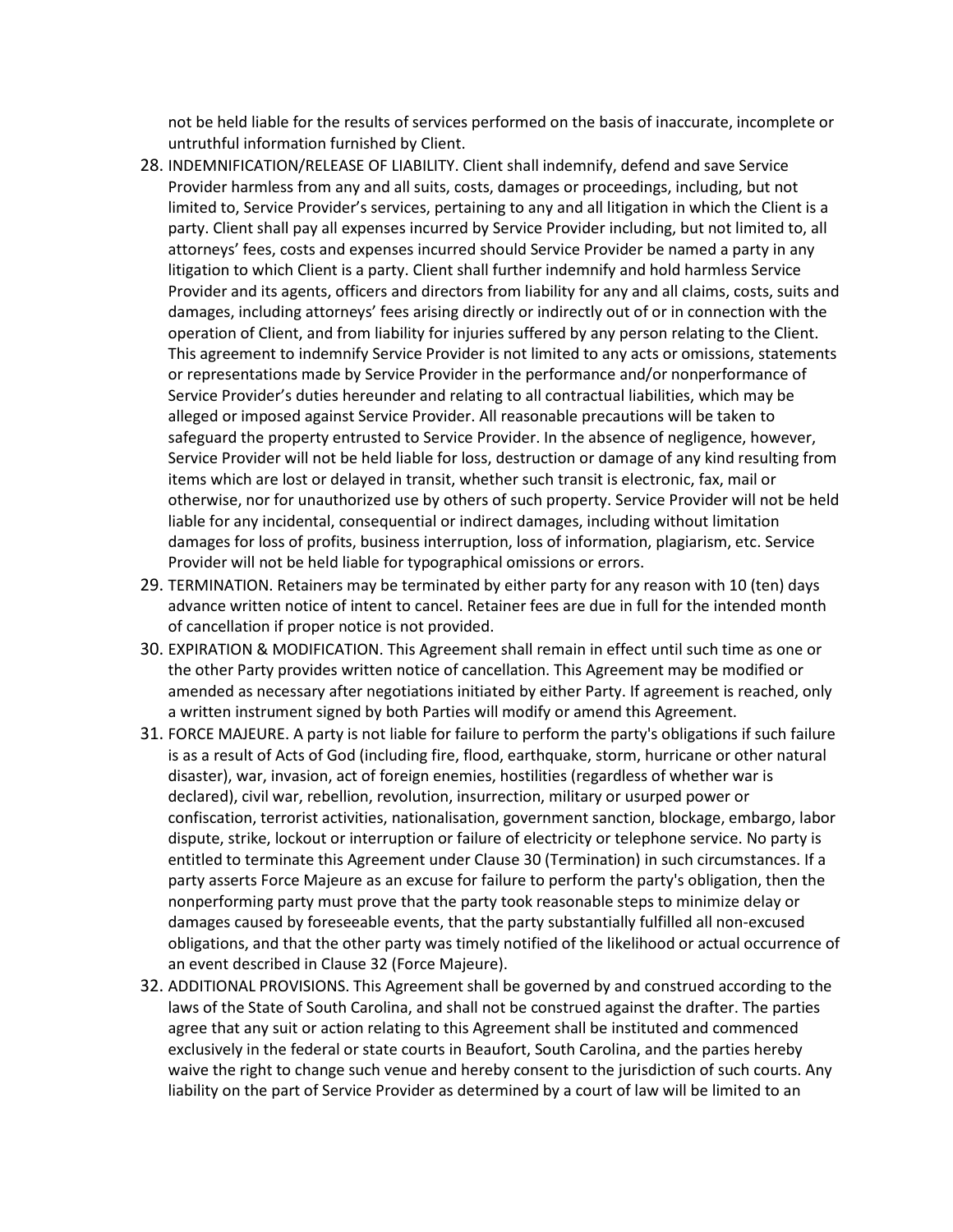not be held liable for the results of services performed on the basis of inaccurate, incomplete or untruthful information furnished by Client.

28. INDEMNIFICATION/RELEASE OF LIABILITY. Client shall indemnify, defend and save Service Provider harmless from any and all suits, costs, damages or proceedings, including, but not limited to, Service Provider's services, pertaining to any and all litigation in which the Client is a party. Client shall pay all expenses incurred by Service Provider including, but not limited to, all attorneys' fees, costs and expenses incurred should Service Provider be named a party in any litigation to which Client is a party. Client shall further indemnify and hold harmless Service Provider and its agents, officers and directors from liability for any and all claims, costs, suits and damages, including attorneys' fees arising directly or indirectly out of or in connection with the operation of Client, and from liability for injuries suffered by any person relating to the Client. This agreement to indemnify Service Provider is not limited to any acts or omissions, statements or representations made by Service Provider in the performance and/or nonperformance of Service Provider's duties hereunder and relating to all contractual liabilities, which may be alleged or imposed against Service Provider. All reasonable precautions will be taken to safeguard the property entrusted to Service Provider. In the absence of negligence, however, Service Provider will not be held liable for loss, destruction or damage of any kind resulting from items which are lost or delayed in transit, whether such transit is electronic, fax, mail or otherwise, nor for unauthorized use by others of such property. Service Provider will not be held liable for any incidental, consequential or indirect damages, including without limitation damages for loss of profits, business interruption, loss of information, plagiarism, etc. Service Provider will not be held liable for typographical omissions or errors.
29. TERMINATION. Retainers may be terminated by either party for any reason with 10 (ten) days advance written notice of intent to cancel. Retainer fees are due in full for the intended month of cancellation if proper notice is not provided.
30. EXPIRATION & MODIFICATION. This Agreement shall remain in effect until such time as one or the other Party provides written notice of cancellation. This Agreement may be modified or amended as necessary after negotiations initiated by either Party. If agreement is reached, only a written instrument signed by both Parties will modify or amend this Agreement.
31. FORCE MAJEURE. A party is not liable for failure to perform the party's obligations if such failure is as a result of Acts of God (including fire, flood, earthquake, storm, hurricane or other natural disaster), war, invasion, act of foreign enemies, hostilities (regardless of whether war is declared), civil war, rebellion, revolution, insurrection, military or usurped power or confiscation, terrorist activities, nationalisation, government sanction, blockage, embargo, labor dispute, strike, lockout or interruption or failure of electricity or telephone service. No party is entitled to terminate this Agreement under Clause 30 (Termination) in such circumstances. If a party asserts Force Majeure as an excuse for failure to perform the party's obligation, then the nonperforming party must prove that the party took reasonable steps to minimize delay or damages caused by foreseeable events, that the party substantially fulfilled all non-excused obligations, and that the other party was timely notified of the likelihood or actual occurrence of an event described in Clause 32 (Force Majeure).
32. ADDITIONAL PROVISIONS. This Agreement shall be governed by and construed according to the laws of the State of South Carolina, and shall not be construed against the drafter. The parties agree that any suit or action relating to this Agreement shall be instituted and commenced exclusively in the federal or state courts in Beaufort, South Carolina, and the parties hereby waive the right to change such venue and hereby consent to the jurisdiction of such courts. Any liability on the part of Service Provider as determined by a court of law will be limited to an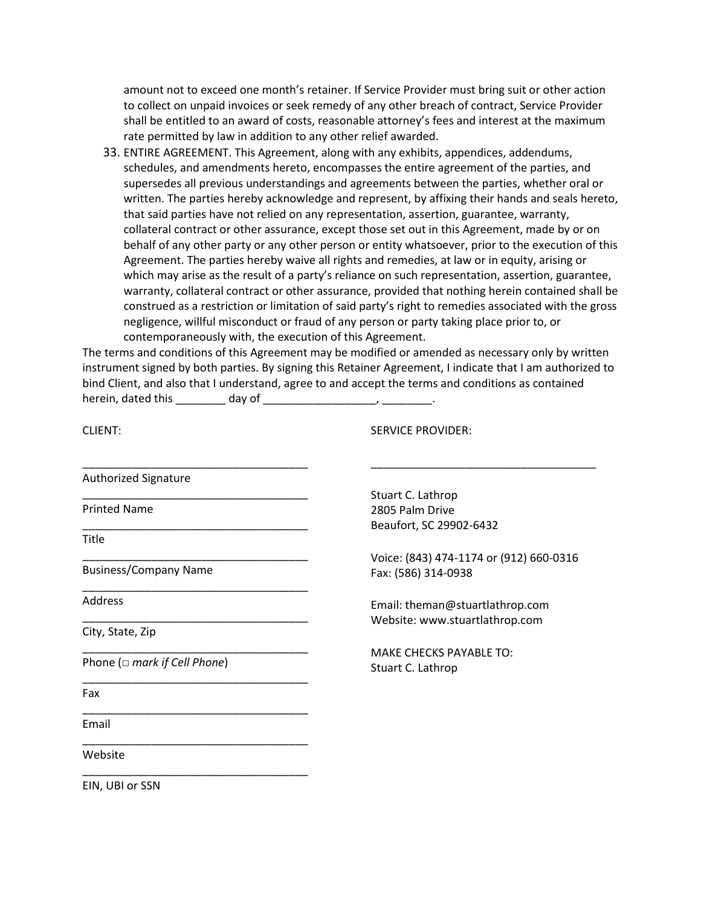amount not to exceed one month's retainer. If Service Provider must bring suit or other action to collect on unpaid invoices or seek remedy of any other breach of contract, Service Provider shall be entitled to an award of costs, reasonable attorney's fees and interest at the maximum rate permitted by law in addition to any other relief awarded.

33. ENTIRE AGREEMENT. This Agreement, along with any exhibits, appendices, addendums, schedules, and amendments hereto, encompasses the entire agreement of the parties, and supersedes all previous understandings and agreements between the parties, whether oral or written. The parties hereby acknowledge and represent, by affixing their hands and seals hereto, that said parties have not relied on any representation, assertion, guarantee, warranty, collateral contract or other assurance, except those set out in this Agreement, made by or on behalf of any other party or any other person or entity whatsoever, prior to the execution of this Agreement. The parties hereby waive all rights and remedies, at law or in equity, arising or which may arise as the result of a party's reliance on such representation, assertion, guarantee, warranty, collateral contract or other assurance, provided that nothing herein contained shall be construed as a restriction or limitation of said party's right to remedies associated with the gross negligence, willful misconduct or fraud of any person or party taking place prior to, or contemporaneously with, the execution of this Agreement.

The terms and conditions of this Agreement may be modified or amended as necessary only by written instrument signed by both parties. By signing this Retainer Agreement, I indicate that I am authorized to bind Client, and also that I understand, agree to and accept the terms and conditions as contained herein, dated this ________ day of __________________, ________.

CLIENT:

____________________________________
Authorized Signature

____________________________________
Printed Name

____________________________________
Title

____________________________________
Business/Company Name

____________________________________
Address

____________________________________
City, State, Zip

____________________________________
Phone (□ *mark if Cell Phone*)

____________________________________
Fax

____________________________________
Email

____________________________________
Website

____________________________________
EIN, UBI or SSN

SERVICE PROVIDER:

____________________________________

Stuart C. Lathrop
2805 Palm Drive
Beaufort, SC 29902-6432

Voice: (843) 474-1174 or (912) 660-0316
Fax: (586) 314-0938

Email: theman@stuartlathrop.com
Website: www.stuartlathrop.com

MAKE CHECKS PAYABLE TO:
Stuart C. Lathrop